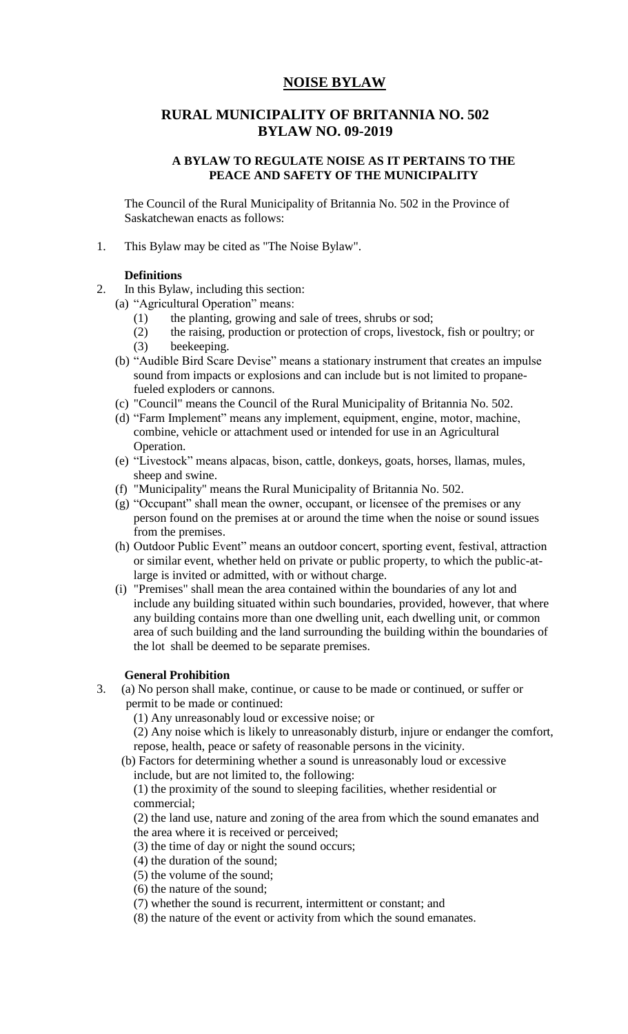# NOISE BYLAW

## RURAL MUNICIPALITY OF BRITANNIA NO. 502
## BYLAW NO. 09-2019

### A BYLAW TO REGULATE NOISE AS IT PERTAINS TO THE PEACE AND SAFETY OF THE MUNICIPALITY

The Council of the Rural Municipality of Britannia No. 502 in the Province of Saskatchewan enacts as follows:

1. This Bylaw may be cited as "The Noise Bylaw".

**Definitions**

2. In this Bylaw, including this section:
   (a) "Agricultural Operation" means:
      (1) the planting, growing and sale of trees, shrubs or sod;
      (2) the raising, production or protection of crops, livestock, fish or poultry; or
      (3) beekeeping.
   (b) "Audible Bird Scare Devise" means a stationary instrument that creates an impulse sound from impacts or explosions and can include but is not limited to propane-fueled exploders or cannons.
   (c) "Council" means the Council of the Rural Municipality of Britannia No. 502.
   (d) "Farm Implement" means any implement, equipment, engine, motor, machine, combine, vehicle or attachment used or intended for use in an Agricultural Operation.
   (e) "Livestock" means alpacas, bison, cattle, donkeys, goats, horses, llamas, mules, sheep and swine.
   (f) "Municipality" means the Rural Municipality of Britannia No. 502.
   (g) "Occupant" shall mean the owner, occupant, or licensee of the premises or any person found on the premises at or around the time when the noise or sound issues from the premises.
   (h) Outdoor Public Event" means an outdoor concert, sporting event, festival, attraction or similar event, whether held on private or public property, to which the public-at-large is invited or admitted, with or without charge.
   (i) "Premises" shall mean the area contained within the boundaries of any lot and include any building situated within such boundaries, provided, however, that where any building contains more than one dwelling unit, each dwelling unit, or common area of such building and the land surrounding the building within the boundaries of the lot shall be deemed to be separate premises.

**General Prohibition**

3. (a) No person shall make, continue, or cause to be made or continued, or suffer or permit to be made or continued:
      (1) Any unreasonably loud or excessive noise; or
      (2) Any noise which is likely to unreasonably disturb, injure or endanger the comfort, repose, health, peace or safety of reasonable persons in the vicinity.
   (b) Factors for determining whether a sound is unreasonably loud or excessive include, but are not limited to, the following:
      (1) the proximity of the sound to sleeping facilities, whether residential or commercial;
      (2) the land use, nature and zoning of the area from which the sound emanates and the area where it is received or perceived;
      (3) the time of day or night the sound occurs;
      (4) the duration of the sound;
      (5) the volume of the sound;
      (6) the nature of the sound;
      (7) whether the sound is recurrent, intermittent or constant; and
      (8) the nature of the event or activity from which the sound emanates.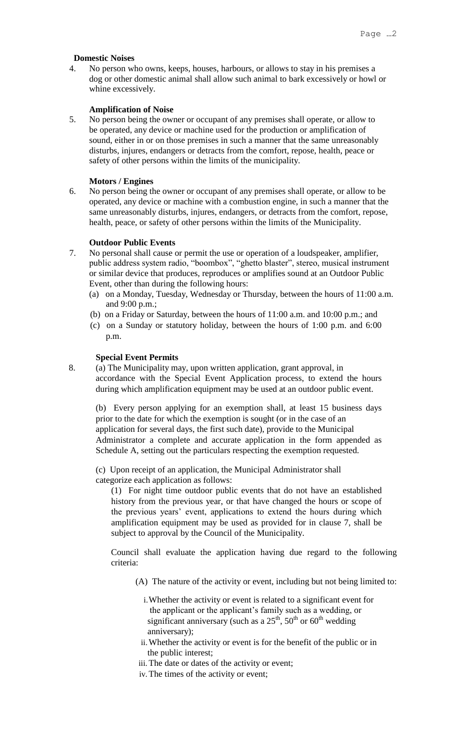**Domestic Noises**

4. No person who owns, keeps, houses, harbours, or allows to stay in his premises a dog or other domestic animal shall allow such animal to bark excessively or howl or whine excessively.

**Amplification of Noise**

5. No person being the owner or occupant of any premises shall operate, or allow to be operated, any device or machine used for the production or amplification of sound, either in or on those premises in such a manner that the same unreasonably disturbs, injures, endangers or detracts from the comfort, repose, health, peace or safety of other persons within the limits of the municipality.

**Motors / Engines**

6. No person being the owner or occupant of any premises shall operate, or allow to be operated, any device or machine with a combustion engine, in such a manner that the same unreasonably disturbs, injures, endangers, or detracts from the comfort, repose, health, peace, or safety of other persons within the limits of the Municipality.

**Outdoor Public Events**

7. No personal shall cause or permit the use or operation of a loudspeaker, amplifier, public address system radio, "boombox", "ghetto blaster", stereo, musical instrument or similar device that produces, reproduces or amplifies sound at an Outdoor Public Event, other than during the following hours:
   (a) on a Monday, Tuesday, Wednesday or Thursday, between the hours of 11:00 a.m. and 9:00 p.m.;
   (b) on a Friday or Saturday, between the hours of 11:00 a.m. and 10:00 p.m.; and
   (c) on a Sunday or statutory holiday, between the hours of 1:00 p.m. and 6:00 p.m.

**Special Event Permits**

8. (a) The Municipality may, upon written application, grant approval, in accordance with the Special Event Application process, to extend the hours during which amplification equipment may be used at an outdoor public event.

   (b) Every person applying for an exemption shall, at least 15 business days prior to the date for which the exemption is sought (or in the case of an application for several days, the first such date), provide to the Municipal Administrator a complete and accurate application in the form appended as Schedule A, setting out the particulars respecting the exemption requested.

   (c) Upon receipt of an application, the Municipal Administrator shall categorize each application as follows:

   (1) For night time outdoor public events that do not have an established history from the previous year, or that have changed the hours or scope of the previous years' event, applications to extend the hours during which amplification equipment may be used as provided for in clause 7, shall be subject to approval by the Council of the Municipality.

   Council shall evaluate the application having due regard to the following criteria:

   (A) The nature of the activity or event, including but not being limited to:

   i. Whether the activity or event is related to a significant event for the applicant or the applicant's family such as a wedding, or significant anniversary (such as a 25th, 50th or 60th wedding anniversary);
   ii. Whether the activity or event is for the benefit of the public or in the public interest;
   iii. The date or dates of the activity or event;
   iv. The times of the activity or event;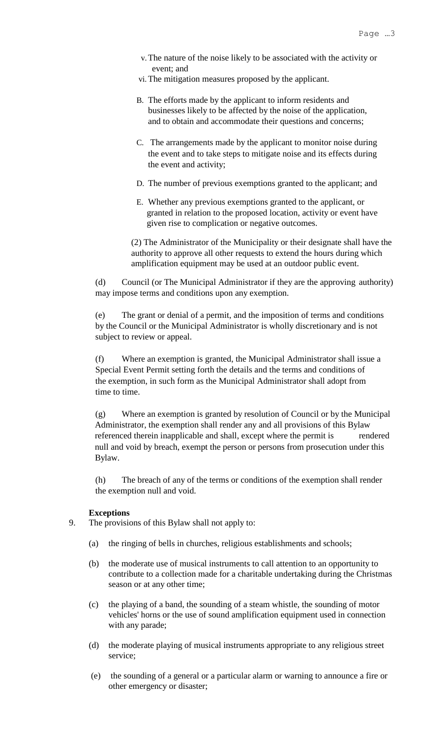v. The nature of the noise likely to be associated with the activity or event; and

vi. The mitigation measures proposed by the applicant.

B. The efforts made by the applicant to inform residents and businesses likely to be affected by the noise of the application, and to obtain and accommodate their questions and concerns;

C. The arrangements made by the applicant to monitor noise during the event and to take steps to mitigate noise and its effects during the event and activity;

D. The number of previous exemptions granted to the applicant; and

E. Whether any previous exemptions granted to the applicant, or granted in relation to the proposed location, activity or event have given rise to complication or negative outcomes.

(2) The Administrator of the Municipality or their designate shall have the authority to approve all other requests to extend the hours during which amplification equipment may be used at an outdoor public event.

(d) Council (or The Municipal Administrator if they are the approving authority) may impose terms and conditions upon any exemption.

(e) The grant or denial of a permit, and the imposition of terms and conditions by the Council or the Municipal Administrator is wholly discretionary and is not subject to review or appeal.

(f) Where an exemption is granted, the Municipal Administrator shall issue a Special Event Permit setting forth the details and the terms and conditions of the exemption, in such form as the Municipal Administrator shall adopt from time to time.

(g) Where an exemption is granted by resolution of Council or by the Municipal Administrator, the exemption shall render any and all provisions of this Bylaw referenced therein inapplicable and shall, except where the permit is rendered null and void by breach, exempt the person or persons from prosecution under this Bylaw.

(h) The breach of any of the terms or conditions of the exemption shall render the exemption null and void.

**Exceptions**

9. The provisions of this Bylaw shall not apply to:

   (a) the ringing of bells in churches, religious establishments and schools;

   (b) the moderate use of musical instruments to call attention to an opportunity to contribute to a collection made for a charitable undertaking during the Christmas season or at any other time;

   (c) the playing of a band, the sounding of a steam whistle, the sounding of motor vehicles' horns or the use of sound amplification equipment used in connection with any parade;

   (d) the moderate playing of musical instruments appropriate to any religious street service;

   (e) the sounding of a general or a particular alarm or warning to announce a fire or other emergency or disaster;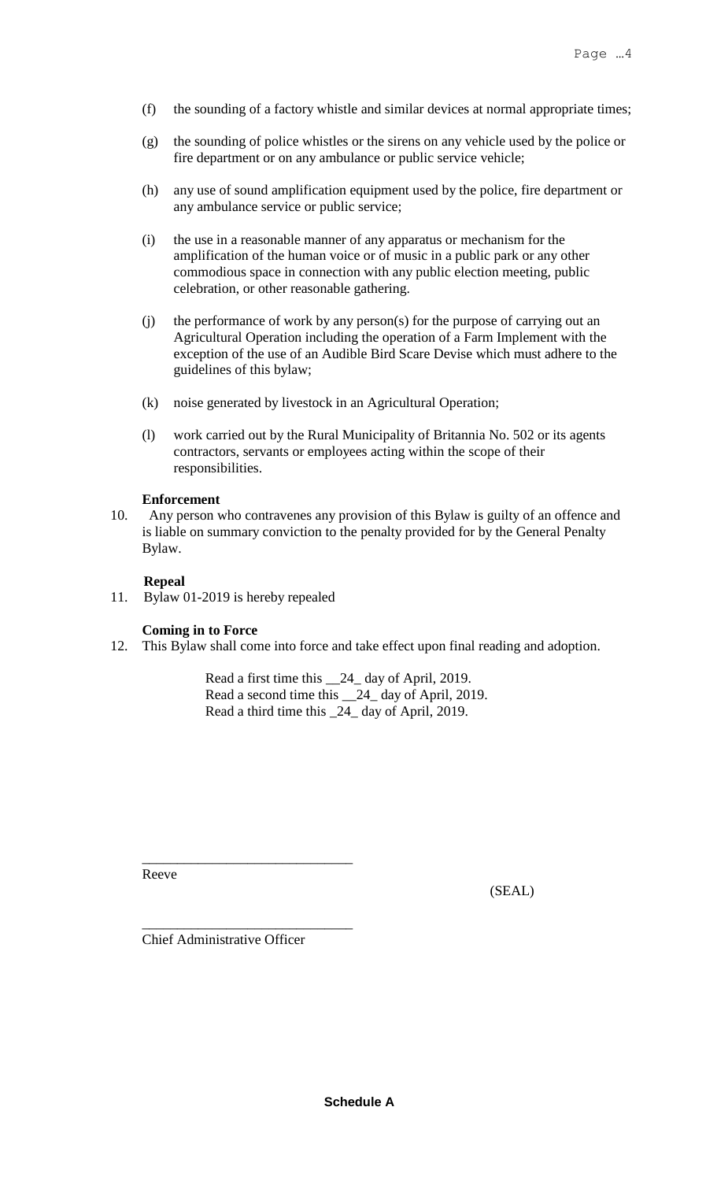(f) the sounding of a factory whistle and similar devices at normal appropriate times;

(g) the sounding of police whistles or the sirens on any vehicle used by the police or fire department or on any ambulance or public service vehicle;

(h) any use of sound amplification equipment used by the police, fire department or any ambulance service or public service;

(i) the use in a reasonable manner of any apparatus or mechanism for the amplification of the human voice or of music in a public park or any other commodious space in connection with any public election meeting, public celebration, or other reasonable gathering.

(j) the performance of work by any person(s) for the purpose of carrying out an Agricultural Operation including the operation of a Farm Implement with the exception of the use of an Audible Bird Scare Devise which must adhere to the guidelines of this bylaw;

(k) noise generated by livestock in an Agricultural Operation;

(l) work carried out by the Rural Municipality of Britannia No. 502 or its agents contractors, servants or employees acting within the scope of their responsibilities.

**Enforcement**

10. Any person who contravenes any provision of this Bylaw is guilty of an offence and is liable on summary conviction to the penalty provided for by the General Penalty Bylaw.

**Repeal**

11. Bylaw 01-2019 is hereby repealed

**Coming in to Force**

12. This Bylaw shall come into force and take effect upon final reading and adoption.

Read a first time this __24_ day of April, 2019.
Read a second time this __24_ day of April, 2019.
Read a third time this _24_ day of April, 2019.

______________________________
Reeve

(SEAL)

______________________________
Chief Administrative Officer

**Schedule A**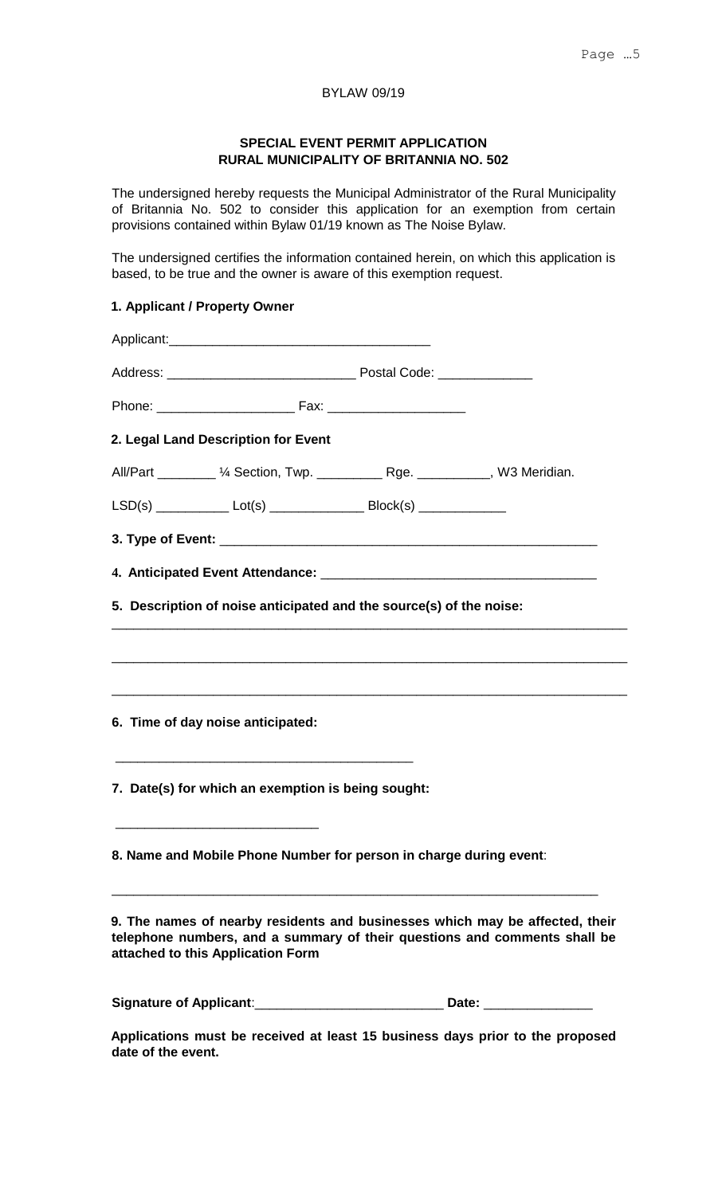BYLAW 09/19

**SPECIAL EVENT PERMIT APPLICATION**
**RURAL MUNICIPALITY OF BRITANNIA NO. 502**

The undersigned hereby requests the Municipal Administrator of the Rural Municipality of Britannia No. 502 to consider this application for an exemption from certain provisions contained within Bylaw 01/19 known as The Noise Bylaw.

The undersigned certifies the information contained herein, on which this application is based, to be true and the owner is aware of this exemption request.

**1. Applicant / Property Owner**

Applicant:___________________________________

Address: _________________________ Postal Code: _____________

Phone: ___________________ Fax: ___________________

**2. Legal Land Description for Event**

All/Part ________ ¼ Section, Twp. _________ Rge. __________, W3 Meridian.

LSD(s) __________ Lot(s) _____________ Block(s) ____________

**3. Type of Event:** ____________________________________________________

**4. Anticipated Event Attendance:** _____________________________________

**5. Description of noise anticipated and the source(s) of the noise:**

________________________________________________________________________

________________________________________________________________________

________________________________________________________________________

**6. Time of day noise anticipated:**

________________________________________

**7. Date(s) for which an exemption is being sought:**

___________________________

**8. Name and Mobile Phone Number for person in charge during event**:

____________________________________________________________________

**9. The names of nearby residents and businesses which may be affected, their telephone numbers, and a summary of their questions and comments shall be attached to this Application Form**

**Signature of Applicant**:_________________________ **Date:** ______________

**Applications must be received at least 15 business days prior to the proposed date of the event.**